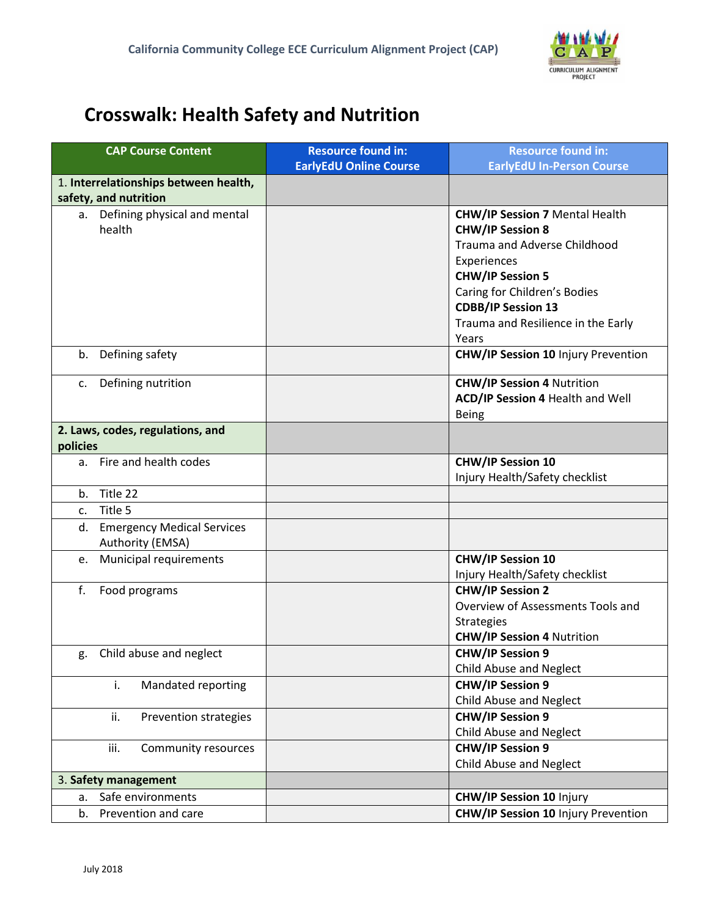# Crosswalk: Health Safety and Nutrition

| CAP Course Content | Resource found in: EarlyEdU Online Course | Resource found in: EarlyEdU In-Person Course |
|---|---|---|
| 1. **Interrelationships between health, safety, and nutrition** | | |
| a. Defining physical and mental health | | **CHW/IP Session 7** Mental Health<br>**CHW/IP Session 8** Trauma and Adverse Childhood Experiences<br>**CHW/IP Session 5** Caring for Children's Bodies<br>**CDBB/IP Session 13** Trauma and Resilience in the Early Years |
| b. Defining safety | | **CHW/IP Session 10** Injury Prevention |
| c. Defining nutrition | | **CHW/IP Session 4** Nutrition<br>**ACD/IP Session 4** Health and Well Being |
| **2. Laws, codes, regulations, and policies** | | |
| a. Fire and health codes | | **CHW/IP Session 10** Injury Health/Safety checklist |
| b. Title 22 | | |
| c. Title 5 | | |
| d. Emergency Medical Services Authority (EMSA) | | |
| e. Municipal requirements | | **CHW/IP Session 10** Injury Health/Safety checklist |
| f. Food programs | | **CHW/IP Session 2** Overview of Assessments Tools and Strategies<br>**CHW/IP Session 4** Nutrition |
| g. Child abuse and neglect | | **CHW/IP Session 9** Child Abuse and Neglect |
| i. Mandated reporting | | **CHW/IP Session 9** Child Abuse and Neglect |
| ii. Prevention strategies | | **CHW/IP Session 9** Child Abuse and Neglect |
| iii. Community resources | | **CHW/IP Session 9** Child Abuse and Neglect |
| 3. **Safety management** | | |
| a. Safe environments | | **CHW/IP Session 10** Injury |
| b. Prevention and care | | **CHW/IP Session 10** Injury Prevention |

July 2018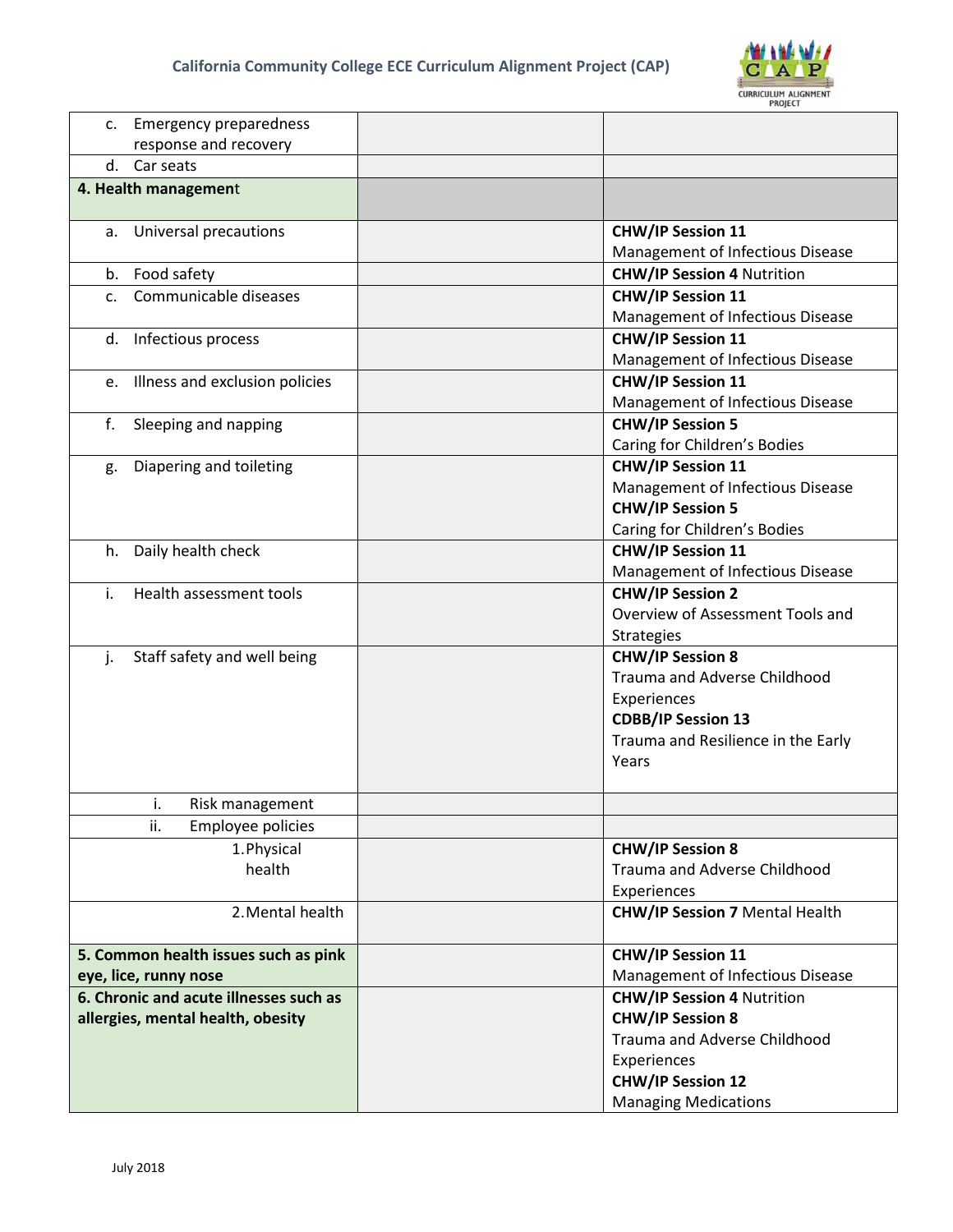| | | |
|---|---|---|
| c. Emergency preparedness response and recovery | | |
| d. Car seats | | |
| **4. Health management** | | |
| a. Universal precautions | | **CHW/IP Session 11** Management of Infectious Disease |
| b. Food safety | | **CHW/IP Session 4** Nutrition |
| c. Communicable diseases | | **CHW/IP Session 11** Management of Infectious Disease |
| d. Infectious process | | **CHW/IP Session 11** Management of Infectious Disease |
| e. Illness and exclusion policies | | **CHW/IP Session 11** Management of Infectious Disease |
| f. Sleeping and napping | | **CHW/IP Session 5** Caring for Children's Bodies |
| g. Diapering and toileting | | **CHW/IP Session 11** Management of Infectious Disease **CHW/IP Session 5** Caring for Children's Bodies |
| h. Daily health check | | **CHW/IP Session 11** Management of Infectious Disease |
| i. Health assessment tools | | **CHW/IP Session 2** Overview of Assessment Tools and Strategies |
| j. Staff safety and well being | | **CHW/IP Session 8** Trauma and Adverse Childhood Experiences **CDBB/IP Session 13** Trauma and Resilience in the Early Years |
| i. Risk management | | |
| ii. Employee policies | | |
| 1. Physical health | | **CHW/IP Session 8** Trauma and Adverse Childhood Experiences |
| 2. Mental health | | **CHW/IP Session 7** Mental Health |
| **5. Common health issues such as pink eye, lice, runny nose** | | **CHW/IP Session 11** Management of Infectious Disease |
| **6. Chronic and acute illnesses such as allergies, mental health, obesity** | | **CHW/IP Session 4** Nutrition **CHW/IP Session 8** Trauma and Adverse Childhood Experiences **CHW/IP Session 12** Managing Medications |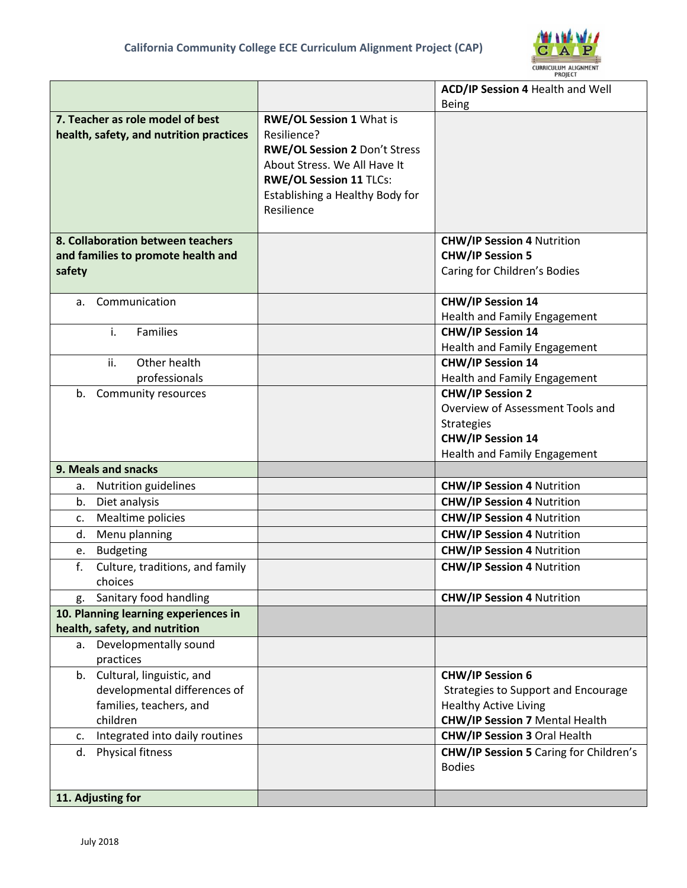| | | |
|---|---|---|
| | | **ACD/IP Session 4** Health and Well Being |
| **7. Teacher as role model of best health, safety, and nutrition practices** | **RWE/OL Session 1** What is Resilience? **RWE/OL Session 2** Don't Stress About Stress. We All Have It **RWE/OL Session 11** TLCs: Establishing a Healthy Body for Resilience | |
| **8. Collaboration between teachers and families to promote health and safety** | | **CHW/IP Session 4** Nutrition **CHW/IP Session 5** Caring for Children's Bodies |
| a. Communication | | **CHW/IP Session 14** Health and Family Engagement |
| i. Families | | **CHW/IP Session 14** Health and Family Engagement |
| ii. Other health professionals | | **CHW/IP Session 14** Health and Family Engagement |
| b. Community resources | | **CHW/IP Session 2** Overview of Assessment Tools and Strategies **CHW/IP Session 14** Health and Family Engagement |
| **9. Meals and snacks** | | |
| a. Nutrition guidelines | | **CHW/IP Session 4** Nutrition |
| b. Diet analysis | | **CHW/IP Session 4** Nutrition |
| c. Mealtime policies | | **CHW/IP Session 4** Nutrition |
| d. Menu planning | | **CHW/IP Session 4** Nutrition |
| e. Budgeting | | **CHW/IP Session 4** Nutrition |
| f. Culture, traditions, and family choices | | **CHW/IP Session 4** Nutrition |
| g. Sanitary food handling | | **CHW/IP Session 4** Nutrition |
| **10. Planning learning experiences in health, safety, and nutrition** | | |
| a. Developmentally sound practices | | |
| b. Cultural, linguistic, and developmental differences of families, teachers, and children | | **CHW/IP Session 6** Strategies to Support and Encourage Healthy Active Living **CHW/IP Session 7** Mental Health |
| c. Integrated into daily routines | | **CHW/IP Session 3** Oral Health |
| d. Physical fitness | | **CHW/IP Session 5** Caring for Children's Bodies |
| **11. Adjusting for** | | |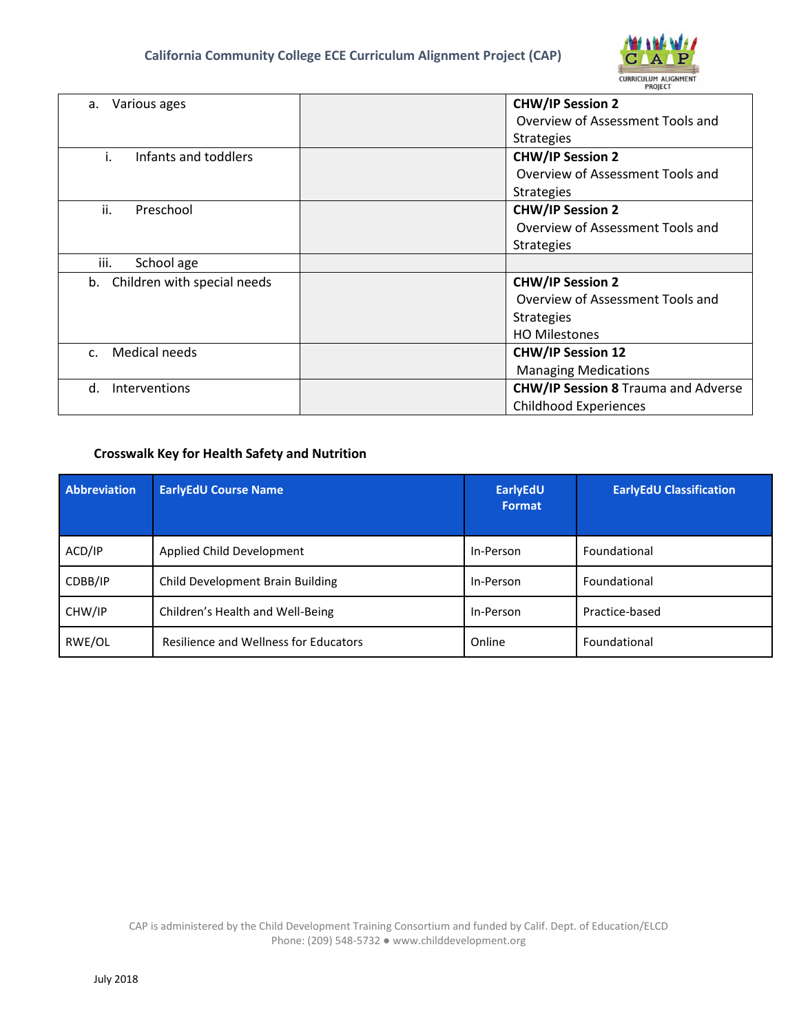| | | |
|---|---|---|
| a. Various ages | | **CHW/IP Session 2** Overview of Assessment Tools and Strategies |
| i. Infants and toddlers | | **CHW/IP Session 2** Overview of Assessment Tools and Strategies |
| ii. Preschool | | **CHW/IP Session 2** Overview of Assessment Tools and Strategies |
| iii. School age | | |
| b. Children with special needs | | **CHW/IP Session 2** Overview of Assessment Tools and Strategies HO Milestones |
| c. Medical needs | | **CHW/IP Session 12** Managing Medications |
| d. Interventions | | **CHW/IP Session 8** Trauma and Adverse Childhood Experiences |

**Crosswalk Key for Health Safety and Nutrition**

| Abbreviation | EarlyEdU Course Name | EarlyEdU Format | EarlyEdU Classification |
|---|---|---|---|
| ACD/IP | Applied Child Development | In-Person | Foundational |
| CDBB/IP | Child Development Brain Building | In-Person | Foundational |
| CHW/IP | Children's Health and Well-Being | In-Person | Practice-based |
| RWE/OL | Resilience and Wellness for Educators | Online | Foundational |